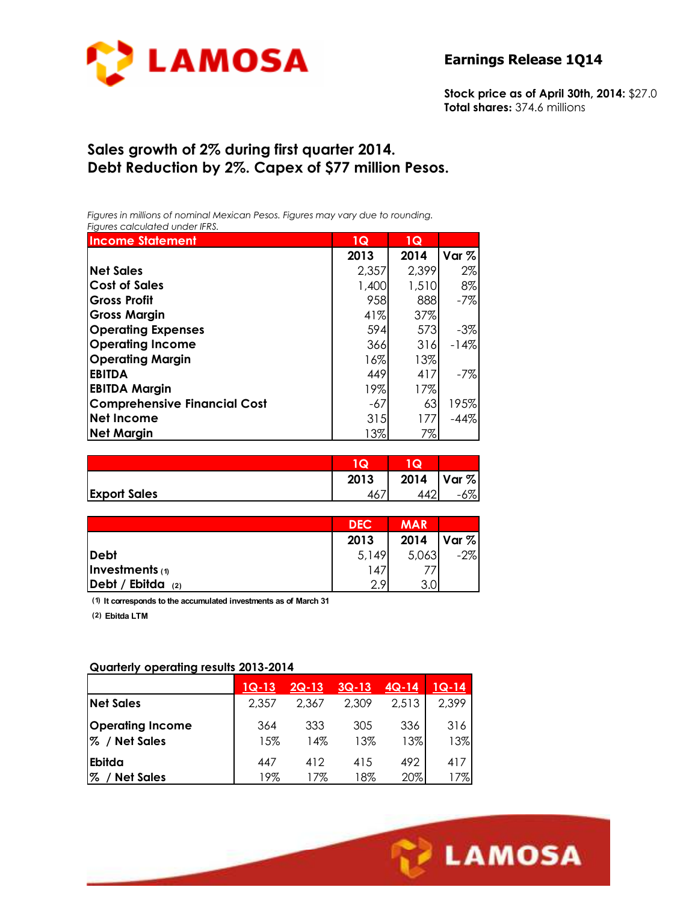LAMOSA

# Earnings Release 1Q14

**Stock price as of April 30th, 2014:** $27.0
**Total shares:** 374.6 millions

## Sales growth of 2% during first quarter 2014.
## Debt Reduction by 2%. Capex of $77 million Pesos.

*Figures in millions of nominal Mexican Pesos. Figures may vary due to rounding.*
*Figures calculated under IFRS.*

| Income Statement | 1Q 2013 | 1Q 2014 | Var % |
|---|---|---|---|
| Net Sales | 2,357 | 2,399 | 2% |
| Cost of Sales | 1,400 | 1,510 | 8% |
| Gross Profit | 958 | 888 | -7% |
| Gross Margin | 41% | 37% | |
| Operating Expenses | 594 | 573 | -3% |
| Operating Income | 366 | 316 | -14% |
| Operating Margin | 16% | 13% | |
| EBITDA | 449 | 417 | -7% |
| EBITDA Margin | 19% | 17% | |
| Comprehensive Financial Cost | -67 | 63 | 195% |
| Net Income | 315 | 177 | -44% |
| Net Margin | 13% | 7% | |

| | 1Q 2013 | 1Q 2014 | Var % |
|---|---|---|---|
| Export Sales | 467 | 442 | -6% |

| | DEC 2013 | MAR 2014 | Var % |
|---|---|---|---|
| Debt | 5,149 | 5,063 | -2% |
| Investments (1) | 147 | 77 | |
| Debt / Ebitda (2) | 2.9 | 3.0 | |

(1) It corresponds to the accumulated investments as of March 31

(2) Ebitda LTM

### Quarterly operating results 2013-2014

| | 1Q-13 | 2Q-13 | 3Q-13 | 4Q-14 | 1Q-14 |
|---|---|---|---|---|---|
| Net Sales | 2,357 | 2,367 | 2,309 | 2,513 | 2,399 |
| Operating Income | 364 | 333 | 305 | 336 | 316 |
| % / Net Sales | 15% | 14% | 13% | 13% | 13% |
| Ebitda | 447 | 412 | 415 | 492 | 417 |
| % / Net Sales | 19% | 17% | 18% | 20% | 17% |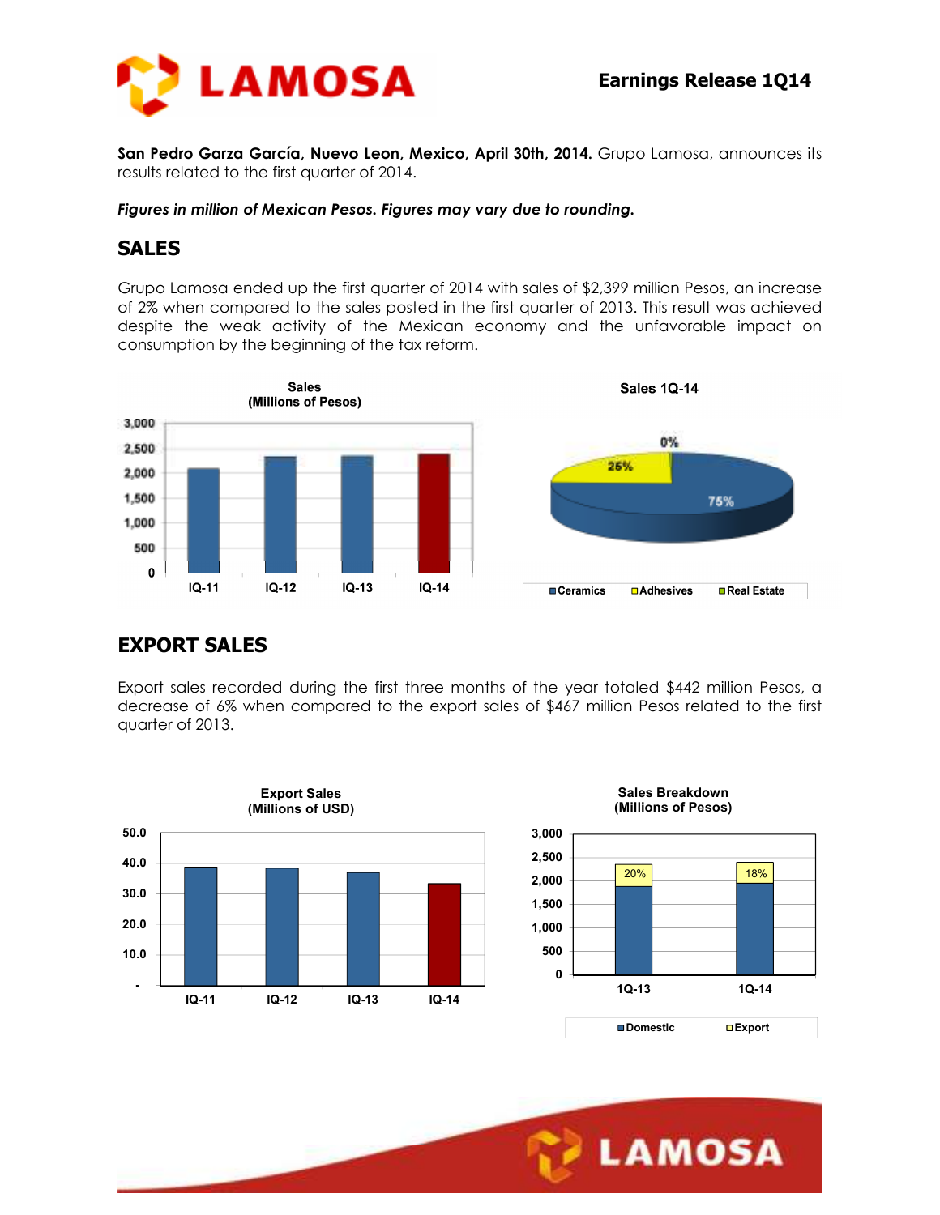**San Pedro Garza García, Nuevo Leon, Mexico, April 30th, 2014.** Grupo Lamosa, announces its results related to the first quarter of 2014.

***Figures in million of Mexican Pesos. Figures may vary due to rounding.***

## SALES

Grupo Lamosa ended up the first quarter of 2014 with sales of $2,399 million Pesos, an increase of 2% when compared to the sales posted in the first quarter of 2013. This result was achieved despite the weak activity of the Mexican economy and the unfavorable impact on consumption by the beginning of the tax reform.

## EXPORT SALES

Export sales recorded during the first three months of the year totaled $442 million Pesos, a decrease of 6% when compared to the export sales of $467 million Pesos related to the first quarter of 2013.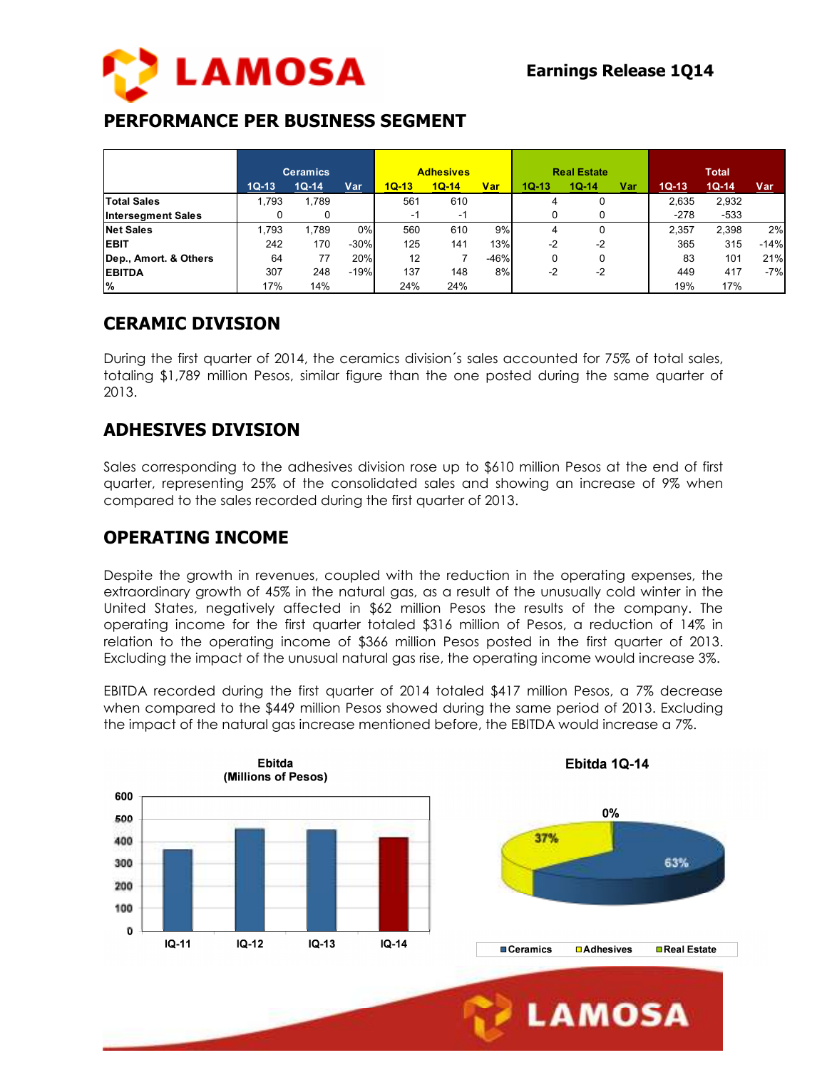## PERFORMANCE PER BUSINESS SEGMENT

| | Ceramics | | | Adhesives | | | Real Estate | | | Total | | |
|---|---|---|---|---|---|---|---|---|---|---|---|---|
| | 1Q-13 | 1Q-14 | Var | 1Q-13 | 1Q-14 | Var | 1Q-13 | 1Q-14 | Var | 1Q-13 | 1Q-14 | Var |
| **Total Sales** | 1,793 | 1,789 | | 561 | 610 | | 4 | 0 | | 2,635 | 2,932 | |
| **Intersegment Sales** | 0 | 0 | | -1 | -1 | | 0 | 0 | | -278 | -533 | |
| **Net Sales** | 1,793 | 1,789 | 0% | 560 | 610 | 9% | 4 | 0 | | 2,357 | 2,398 | 2% |
| **EBIT** | 242 | 170 | -30% | 125 | 141 | 13% | -2 | -2 | | 365 | 315 | -14% |
| **Dep., Amort. & Others** | 64 | 77 | 20% | 12 | 7 | -46% | 0 | 0 | | 83 | 101 | 21% |
| **EBITDA** | 307 | 248 | -19% | 137 | 148 | 8% | -2 | -2 | | 449 | 417 | -7% |
| **%** | 17% | 14% | | 24% | 24% | | | | | 19% | 17% | |

## CERAMIC DIVISION

During the first quarter of 2014, the ceramics division´s sales accounted for 75% of total sales, totaling $1,789 million Pesos, similar figure than the one posted during the same quarter of 2013.

## ADHESIVES DIVISION

Sales corresponding to the adhesives division rose up to $610 million Pesos at the end of first quarter, representing 25% of the consolidated sales and showing an increase of 9% when compared to the sales recorded during the first quarter of 2013.

## OPERATING INCOME

Despite the growth in revenues, coupled with the reduction in the operating expenses, the extraordinary growth of 45% in the natural gas, as a result of the unusually cold winter in the United States, negatively affected in $62 million Pesos the results of the company. The operating income for the first quarter totaled $316 million of Pesos, a reduction of 14% in relation to the operating income of $366 million Pesos posted in the first quarter of 2013. Excluding the impact of the unusual natural gas rise, the operating income would increase 3%.

EBITDA recorded during the first quarter of 2014 totaled $417 million Pesos, a 7% decrease when compared to the $449 million Pesos showed during the same period of 2013. Excluding the impact of the natural gas increase mentioned before, the EBITDA would increase a 7%.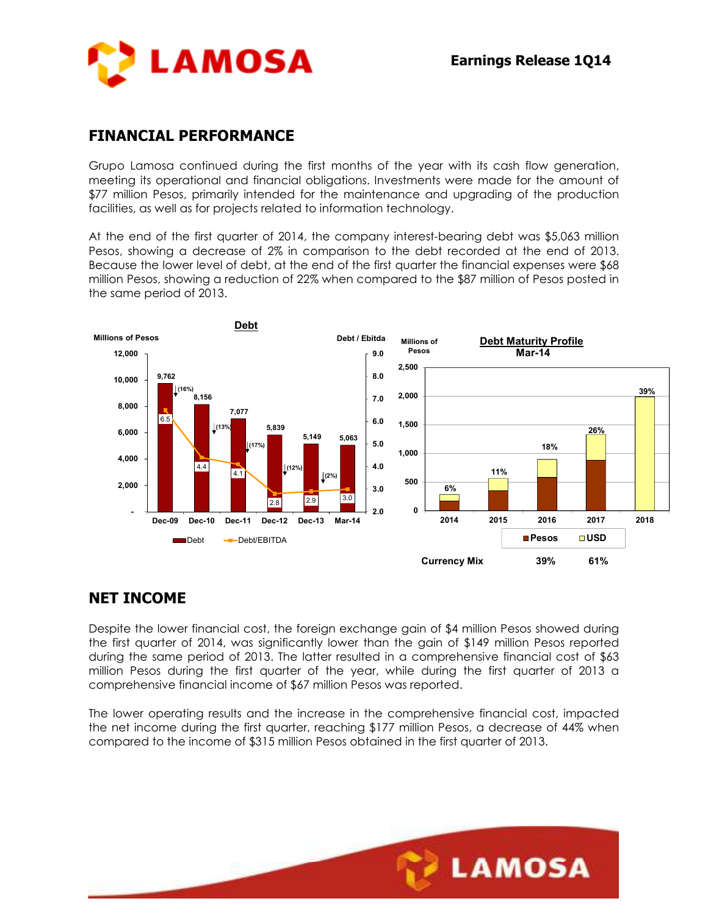## FINANCIAL PERFORMANCE

Grupo Lamosa continued during the first months of the year with its cash flow generation, meeting its operational and financial obligations. Investments were made for the amount of $77 million Pesos, primarily intended for the maintenance and upgrading of the production facilities, as well as for projects related to information technology.

At the end of the first quarter of 2014, the company interest-bearing debt was $5,063 million Pesos, showing a decrease of 2% in comparison to the debt recorded at the end of 2013. Because the lower level of debt, at the end of the first quarter the financial expenses were $68 million Pesos, showing a reduction of 22% when compared to the $87 million of Pesos posted in the same period of 2013.

**Debt**

| | Dec-09 | Dec-10 | Dec-11 | Dec-12 | Dec-13 | Mar-14 |
|---|---|---|---|---|---|---|
| Debt (Millions of Pesos) | 9,762 | 8,156 | 7,077 | 5,839 | 5,149 | 5,063 |
| Change | | (16%) | (13%) | (17%) | (12%) | (2%) |
| Debt/EBITDA | 6.5 | 4.4 | 4.1 | 2.8 | 2.9 | 3.0 |

**Debt Maturity Profile Mar-14** (Millions of Pesos)

| | 2014 | 2015 | 2016 | 2017 | 2018 |
|---|---|---|---|---|---|
| % of total | 6% | 11% | 18% | 26% | 39% |

| Currency Mix | Pesos | USD |
|---|---|---|
| | 39% | 61% |

## NET INCOME

Despite the lower financial cost, the foreign exchange gain of $4 million Pesos showed during the first quarter of 2014, was significantly lower than the gain of $149 million Pesos reported during the same period of 2013. The latter resulted in a comprehensive financial cost of $63 million Pesos during the first quarter of the year, while during the first quarter of 2013 a comprehensive financial income of $67 million Pesos was reported.

The lower operating results and the increase in the comprehensive financial cost, impacted the net income during the first quarter, reaching $177 million Pesos, a decrease of 44% when compared to the income of $315 million Pesos obtained in the first quarter of 2013.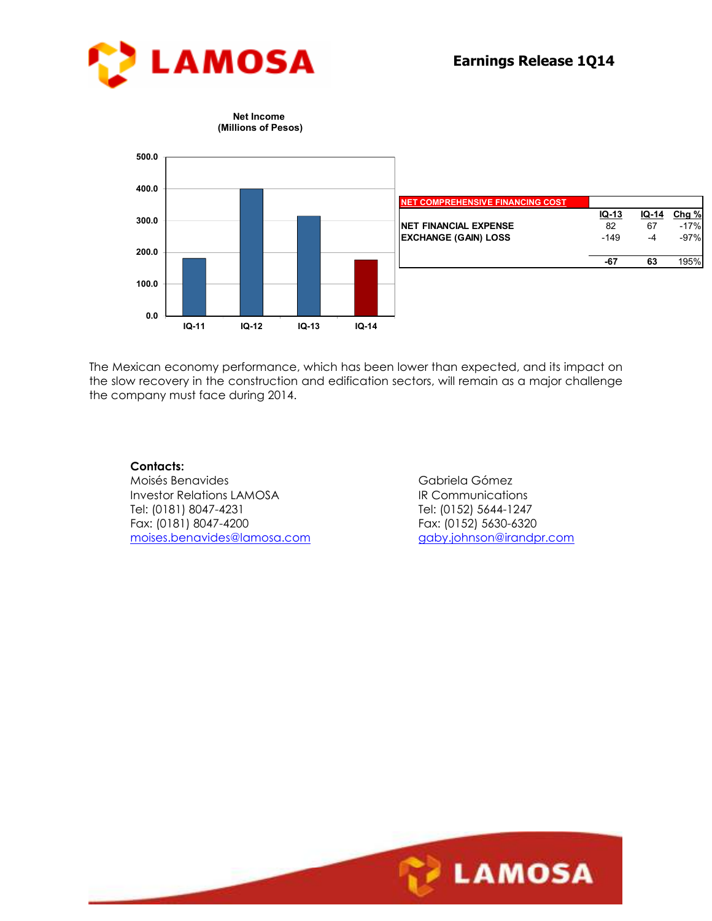Net Income
(Millions of Pesos)

500.0
400.0
300.0
200.0
100.0
0.0

IQ-11
IQ-12
IQ-13
IQ-14

| NET COMPREHENSIVE FINANCING COST | IQ-13 | IQ-14 | Chg % |
|---|---|---|---|
| NET FINANCIAL EXPENSE | 82 | 67 | -17% |
| EXCHANGE (GAIN) LOSS | -149 | -4 | -97% |
| | **-67** | **63** | 195% |

The Mexican economy performance, which has been lower than expected, and its impact on the slow recovery in the construction and edification sectors, will remain as a major challenge the company must face during 2014.

**Contacts:**

Moisés Benavides
Investor Relations LAMOSA
Tel: (0181) 8047-4231
Fax: (0181) 8047-4200
moises.benavides@lamosa.com

Gabriela Gómez
IR Communications
Tel: (0152) 5644-1247
Fax: (0152) 5630-6320
gaby.johnson@irandpr.com